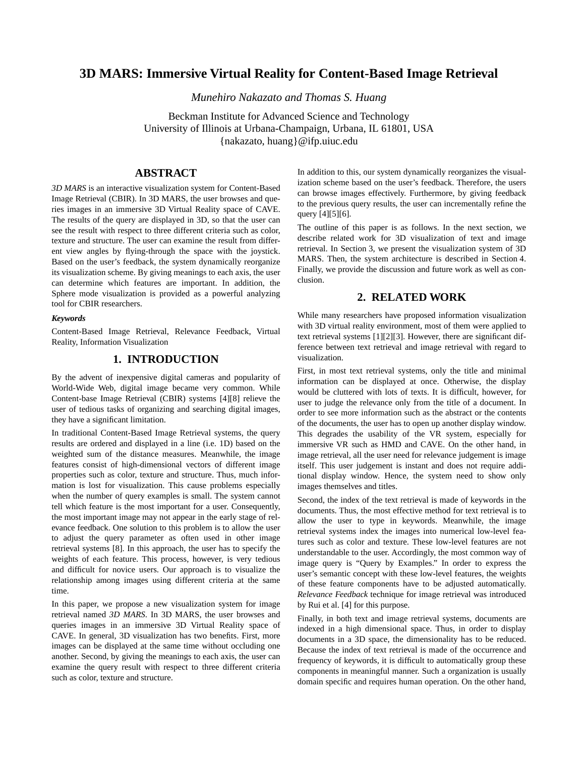# 3D MARS: Immersive Virtual Reality for Content-Based Image Retrieval

*Munehiro Nakazato and Thomas S. Huang*

Beckman Institute for Advanced Science and Technology
University of Illinois at Urbana-Champaign, Urbana, IL 61801, USA
{nakazato, huang}@ifp.uiuc.edu

## ABSTRACT

*3D MARS* is an interactive visualization system for Content-Based Image Retrieval (CBIR). In 3D MARS, the user browses and queries images in an immersive 3D Virtual Reality space of CAVE. The results of the query are displayed in 3D, so that the user can see the result with respect to three different criteria such as color, texture and structure. The user can examine the result from different view angles by flying-through the space with the joystick. Based on the user's feedback, the system dynamically reorganize its visualization scheme. By giving meanings to each axis, the user can determine which features are important. In addition, the Sphere mode visualization is provided as a powerful analyzing tool for CBIR researchers.

***Keywords***

Content-Based Image Retrieval, Relevance Feedback, Virtual Reality, Information Visualization

## 1. INTRODUCTION

By the advent of inexpensive digital cameras and popularity of World-Wide Web, digital image became very common. While Content-base Image Retrieval (CBIR) systems [4][8] relieve the user of tedious tasks of organizing and searching digital images, they have a significant limitation.

In traditional Content-Based Image Retrieval systems, the query results are ordered and displayed in a line (i.e. 1D) based on the weighted sum of the distance measures. Meanwhile, the image features consist of high-dimensional vectors of different image properties such as color, texture and structure. Thus, much information is lost for visualization. This cause problems especially when the number of query examples is small. The system cannot tell which feature is the most important for a user. Consequently, the most important image may not appear in the early stage of relevance feedback. One solution to this problem is to allow the user to adjust the query parameter as often used in other image retrieval systems [8]. In this approach, the user has to specify the weights of each feature. This process, however, is very tedious and difficult for novice users. Our approach is to visualize the relationship among images using different criteria at the same time.

In this paper, we propose a new visualization system for image retrieval named *3D MARS*. In 3D MARS, the user browses and queries images in an immersive 3D Virtual Reality space of CAVE. In general, 3D visualization has two benefits. First, more images can be displayed at the same time without occluding one another. Second, by giving the meanings to each axis, the user can examine the query result with respect to three different criteria such as color, texture and structure.

In addition to this, our system dynamically reorganizes the visualization scheme based on the user's feedback. Therefore, the users can browse images effectively. Furthermore, by giving feedback to the previous query results, the user can incrementally refine the query [4][5][6].

The outline of this paper is as follows. In the next section, we describe related work for 3D visualization of text and image retrieval. In Section 3, we present the visualization system of 3D MARS. Then, the system architecture is described in Section 4. Finally, we provide the discussion and future work as well as conclusion.

## 2. RELATED WORK

While many researchers have proposed information visualization with 3D virtual reality environment, most of them were applied to text retrieval systems [1][2][3]. However, there are significant difference between text retrieval and image retrieval with regard to visualization.

First, in most text retrieval systems, only the title and minimal information can be displayed at once. Otherwise, the display would be cluttered with lots of texts. It is difficult, however, for user to judge the relevance only from the title of a document. In order to see more information such as the abstract or the contents of the documents, the user has to open up another display window. This degrades the usability of the VR system, especially for immersive VR such as HMD and CAVE. On the other hand, in image retrieval, all the user need for relevance judgement is image itself. This user judgement is instant and does not require additional display window. Hence, the system need to show only images themselves and titles.

Second, the index of the text retrieval is made of keywords in the documents. Thus, the most effective method for text retrieval is to allow the user to type in keywords. Meanwhile, the image retrieval systems index the images into numerical low-level features such as color and texture. These low-level features are not understandable to the user. Accordingly, the most common way of image query is "Query by Examples." In order to express the user's semantic concept with these low-level features, the weights of these feature components have to be adjusted automatically. *Relevance Feedback* technique for image retrieval was introduced by Rui et al. [4] for this purpose.

Finally, in both text and image retrieval systems, documents are indexed in a high dimensional space. Thus, in order to display documents in a 3D space, the dimensionality has to be reduced. Because the index of text retrieval is made of the occurrence and frequency of keywords, it is difficult to automatically group these components in meaningful manner. Such a organization is usually domain specific and requires human operation. On the other hand,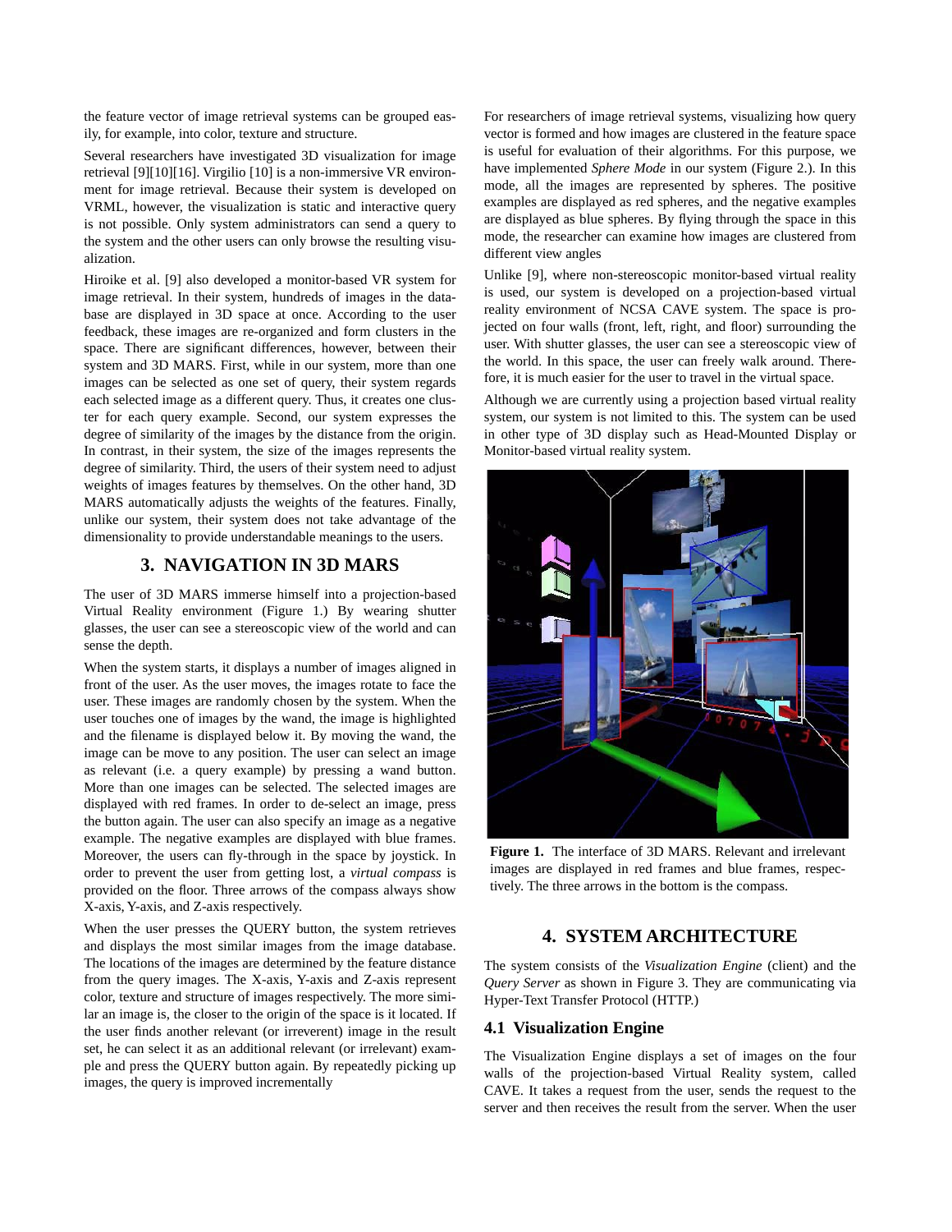the feature vector of image retrieval systems can be grouped easily, for example, into color, texture and structure.

Several researchers have investigated 3D visualization for image retrieval [9][10][16]. Virgilio [10] is a non-immersive VR environment for image retrieval. Because their system is developed on VRML, however, the visualization is static and interactive query is not possible. Only system administrators can send a query to the system and the other users can only browse the resulting visualization.

Hiroike et al. [9] also developed a monitor-based VR system for image retrieval. In their system, hundreds of images in the database are displayed in 3D space at once. According to the user feedback, these images are re-organized and form clusters in the space. There are significant differences, however, between their system and 3D MARS. First, while in our system, more than one images can be selected as one set of query, their system regards each selected image as a different query. Thus, it creates one cluster for each query example. Second, our system expresses the degree of similarity of the images by the distance from the origin. In contrast, in their system, the size of the images represents the degree of similarity. Third, the users of their system need to adjust weights of images features by themselves. On the other hand, 3D MARS automatically adjusts the weights of the features. Finally, unlike our system, their system does not take advantage of the dimensionality to provide understandable meanings to the users.

## 3. NAVIGATION IN 3D MARS

The user of 3D MARS immerse himself into a projection-based Virtual Reality environment (Figure 1.) By wearing shutter glasses, the user can see a stereoscopic view of the world and can sense the depth.

When the system starts, it displays a number of images aligned in front of the user. As the user moves, the images rotate to face the user. These images are randomly chosen by the system. When the user touches one of images by the wand, the image is highlighted and the filename is displayed below it. By moving the wand, the image can be move to any position. The user can select an image as relevant (i.e. a query example) by pressing a wand button. More than one images can be selected. The selected images are displayed with red frames. In order to de-select an image, press the button again. The user can also specify an image as a negative example. The negative examples are displayed with blue frames. Moreover, the users can fly-through in the space by joystick. In order to prevent the user from getting lost, a *virtual compass* is provided on the floor. Three arrows of the compass always show X-axis, Y-axis, and Z-axis respectively.

When the user presses the QUERY button, the system retrieves and displays the most similar images from the image database. The locations of the images are determined by the feature distance from the query images. The X-axis, Y-axis and Z-axis represent color, texture and structure of images respectively. The more similar an image is, the closer to the origin of the space is it located. If the user finds another relevant (or irreverent) image in the result set, he can select it as an additional relevant (or irrelevant) example and press the QUERY button again. By repeatedly picking up images, the query is improved incrementally

For researchers of image retrieval systems, visualizing how query vector is formed and how images are clustered in the feature space is useful for evaluation of their algorithms. For this purpose, we have implemented *Sphere Mode* in our system (Figure 2.). In this mode, all the images are represented by spheres. The positive examples are displayed as red spheres, and the negative examples are displayed as blue spheres. By flying through the space in this mode, the researcher can examine how images are clustered from different view angles

Unlike [9], where non-stereoscopic monitor-based virtual reality is used, our system is developed on a projection-based virtual reality environment of NCSA CAVE system. The space is projected on four walls (front, left, right, and floor) surrounding the user. With shutter glasses, the user can see a stereoscopic view of the world. In this space, the user can freely walk around. Therefore, it is much easier for the user to travel in the virtual space.

Although we are currently using a projection based virtual reality system, our system is not limited to this. The system can be used in other type of 3D display such as Head-Mounted Display or Monitor-based virtual reality system.

**Figure 1.** The interface of 3D MARS. Relevant and irrelevant images are displayed in red frames and blue frames, respectively. The three arrows in the bottom is the compass.

## 4. SYSTEM ARCHITECTURE

The system consists of the *Visualization Engine* (client) and the *Query Server* as shown in Figure 3. They are communicating via Hyper-Text Transfer Protocol (HTTP.)

### 4.1 Visualization Engine

The Visualization Engine displays a set of images on the four walls of the projection-based Virtual Reality system, called CAVE. It takes a request from the user, sends the request to the server and then receives the result from the server. When the user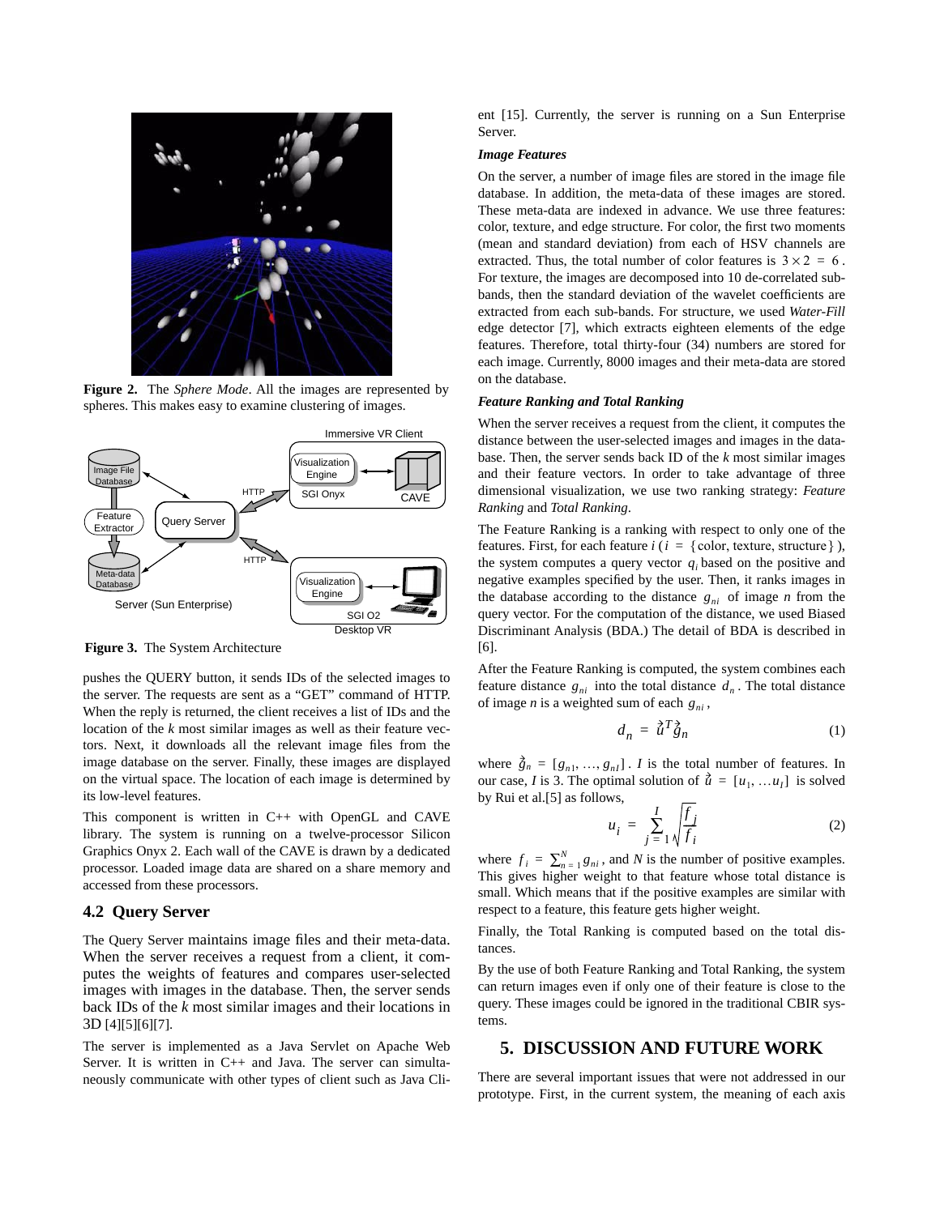**Figure 2.** The *Sphere Mode*. All the images are represented by spheres. This makes easy to examine clustering of images.

**Figure 3.** The System Architecture

pushes the QUERY button, it sends IDs of the selected images to the server. The requests are sent as a "GET" command of HTTP. When the reply is returned, the client receives a list of IDs and the location of the *k* most similar images as well as their feature vectors. Next, it downloads all the relevant image files from the image database on the server. Finally, these images are displayed on the virtual space. The location of each image is determined by its low-level features.

This component is written in C++ with OpenGL and CAVE library. The system is running on a twelve-processor Silicon Graphics Onyx 2. Each wall of the CAVE is drawn by a dedicated processor. Loaded image data are shared on a share memory and accessed from these processors.

## 4.2 Query Server

The Query Server maintains image files and their meta-data. When the server receives a request from a client, it computes the weights of features and compares user-selected images with images in the database. Then, the server sends back IDs of the *k* most similar images and their locations in 3D [4][5][6][7].

The server is implemented as a Java Servlet on Apache Web Server. It is written in C++ and Java. The server can simultaneously communicate with other types of client such as Java Client [15]. Currently, the server is running on a Sun Enterprise Server.

### *Image Features*

On the server, a number of image files are stored in the image file database. In addition, the meta-data of these images are stored. These meta-data are indexed in advance. We use three features: color, texture, and edge structure. For color, the first two moments (mean and standard deviation) from each of HSV channels are extracted. Thus, the total number of color features is $3 \times 2 = 6$. For texture, the images are decomposed into 10 de-correlated sub-bands, then the standard deviation of the wavelet coefficients are extracted from each sub-bands. For structure, we used *Water-Fill* edge detector [7], which extracts eighteen elements of the edge features. Therefore, total thirty-four (34) numbers are stored for each image. Currently, 8000 images and their meta-data are stored on the database.

### *Feature Ranking and Total Ranking*

When the server receives a request from the client, it computes the distance between the user-selected images and images in the database. Then, the server sends back ID of the *k* most similar images and their feature vectors. In order to take advantage of three dimensional visualization, we use two ranking strategy: *Feature Ranking* and *Total Ranking*.

The Feature Ranking is a ranking with respect to only one of the features. First, for each feature $i$ ($i = \{\text{color, texture, structure}\}$), the system computes a query vector $q_i$ based on the positive and negative examples specified by the user. Then, it ranks images in the database according to the distance $g_{ni}$ of image $n$ from the query vector. For the computation of the distance, we used Biased Discriminant Analysis (BDA.) The detail of BDA is described in [6].

After the Feature Ranking is computed, the system combines each feature distance $g_{ni}$ into the total distance $d_n$. The total distance of image $n$ is a weighted sum of each $g_{ni}$,

$$d_n = \vec{u}^T \vec{g}_n \tag{1}$$

where $\vec{g}_n = [g_{n1}, \ldots, g_{nI}]$. $I$ is the total number of features. In our case, $I$ is 3. The optimal solution of $\vec{u} = [u_1, \ldots u_I]$ is solved by Rui et al.[5] as follows,

$$u_i = \sum_{j=1}^{I} \sqrt{\frac{f_j}{f_i}} \tag{2}$$

where $f_i = \sum_{n=1}^{N} g_{ni}$, and $N$ is the number of positive examples. This gives higher weight to that feature whose total distance is small. Which means that if the positive examples are similar with respect to a feature, this feature gets higher weight.

Finally, the Total Ranking is computed based on the total distances.

By the use of both Feature Ranking and Total Ranking, the system can return images even if only one of their feature is close to the query. These images could be ignored in the traditional CBIR systems.

# 5. DISCUSSION AND FUTURE WORK

There are several important issues that were not addressed in our prototype. First, in the current system, the meaning of each axis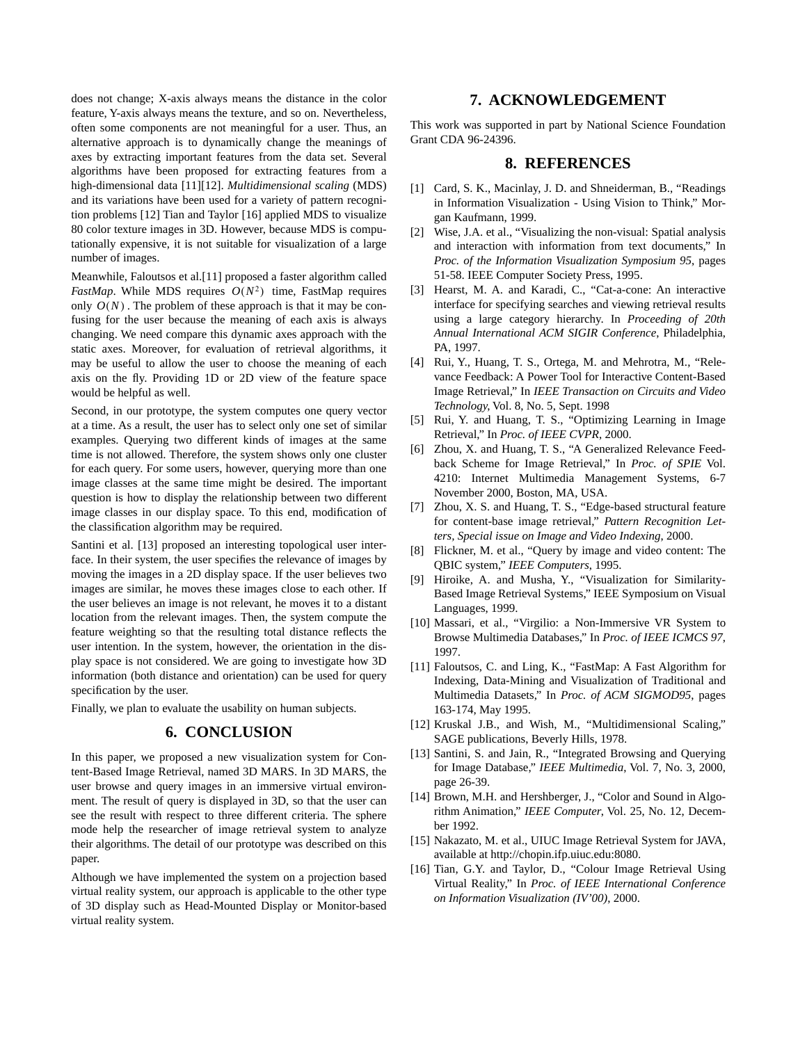does not change; X-axis always means the distance in the color feature, Y-axis always means the texture, and so on. Nevertheless, often some components are not meaningful for a user. Thus, an alternative approach is to dynamically change the meanings of axes by extracting important features from the data set. Several algorithms have been proposed for extracting features from a high-dimensional data [11][12]. *Multidimensional scaling* (MDS) and its variations have been used for a variety of pattern recognition problems [12] Tian and Taylor [16] applied MDS to visualize 80 color texture images in 3D. However, because MDS is computationally expensive, it is not suitable for visualization of a large number of images.

Meanwhile, Faloutsos et al.[11] proposed a faster algorithm called *FastMap*. While MDS requires $O(N^2)$ time, FastMap requires only $O(N)$. The problem of these approach is that it may be confusing for the user because the meaning of each axis is always changing. We need compare this dynamic axes approach with the static axes. Moreover, for evaluation of retrieval algorithms, it may be useful to allow the user to choose the meaning of each axis on the fly. Providing 1D or 2D view of the feature space would be helpful as well.

Second, in our prototype, the system computes one query vector at a time. As a result, the user has to select only one set of similar examples. Querying two different kinds of images at the same time is not allowed. Therefore, the system shows only one cluster for each query. For some users, however, querying more than one image classes at the same time might be desired. The important question is how to display the relationship between two different image classes in our display space. To this end, modification of the classification algorithm may be required.

Santini et al. [13] proposed an interesting topological user interface. In their system, the user specifies the relevance of images by moving the images in a 2D display space. If the user believes two images are similar, he moves these images close to each other. If the user believes an image is not relevant, he moves it to a distant location from the relevant images. Then, the system compute the feature weighting so that the resulting total distance reflects the user intention. In the system, however, the orientation in the display space is not considered. We are going to investigate how 3D information (both distance and orientation) can be used for query specification by the user.

Finally, we plan to evaluate the usability on human subjects.

## 6. CONCLUSION

In this paper, we proposed a new visualization system for Content-Based Image Retrieval, named 3D MARS. In 3D MARS, the user browse and query images in an immersive virtual environment. The result of query is displayed in 3D, so that the user can see the result with respect to three different criteria. The sphere mode help the researcher of image retrieval system to analyze their algorithms. The detail of our prototype was described on this paper.

Although we have implemented the system on a projection based virtual reality system, our approach is applicable to the other type of 3D display such as Head-Mounted Display or Monitor-based virtual reality system.

## 7. ACKNOWLEDGEMENT

This work was supported in part by National Science Foundation Grant CDA 96-24396.

## 8. REFERENCES

[1] Card, S. K., Macinlay, J. D. and Shneiderman, B., "Readings in Information Visualization - Using Vision to Think," Morgan Kaufmann, 1999.

[2] Wise, J.A. et al., "Visualizing the non-visual: Spatial analysis and interaction with information from text documents," In *Proc. of the Information Visualization Symposium 95*, pages 51-58. IEEE Computer Society Press, 1995.

[3] Hearst, M. A. and Karadi, C., "Cat-a-cone: An interactive interface for specifying searches and viewing retrieval results using a large category hierarchy. In *Proceeding of 20th Annual International ACM SIGIR Conference*, Philadelphia, PA, 1997.

[4] Rui, Y., Huang, T. S., Ortega, M. and Mehrotra, M., "Relevance Feedback: A Power Tool for Interactive Content-Based Image Retrieval," In *IEEE Transaction on Circuits and Video Technology*, Vol. 8, No. 5, Sept. 1998

[5] Rui, Y. and Huang, T. S., "Optimizing Learning in Image Retrieval," In *Proc. of IEEE CVPR*, 2000.

[6] Zhou, X. and Huang, T. S., "A Generalized Relevance Feedback Scheme for Image Retrieval," In *Proc. of SPIE* Vol. 4210: Internet Multimedia Management Systems, 6-7 November 2000, Boston, MA, USA.

[7] Zhou, X. S. and Huang, T. S., "Edge-based structural feature for content-base image retrieval," *Pattern Recognition Letters, Special issue on Image and Video Indexing*, 2000.

[8] Flickner, M. et al., "Query by image and video content: The QBIC system," *IEEE Computers*, 1995.

[9] Hiroike, A. and Musha, Y., "Visualization for Similarity-Based Image Retrieval Systems," IEEE Symposium on Visual Languages, 1999.

[10] Massari, et al., "Virgilio: a Non-Immersive VR System to Browse Multimedia Databases," In *Proc. of IEEE ICMCS 97*, 1997.

[11] Faloutsos, C. and Ling, K., "FastMap: A Fast Algorithm for Indexing, Data-Mining and Visualization of Traditional and Multimedia Datasets," In *Proc. of ACM SIGMOD95*, pages 163-174, May 1995.

[12] Kruskal J.B., and Wish, M., "Multidimensional Scaling," SAGE publications, Beverly Hills, 1978.

[13] Santini, S. and Jain, R., "Integrated Browsing and Querying for Image Database," *IEEE Multimedia*, Vol. 7, No. 3, 2000, page 26-39.

[14] Brown, M.H. and Hershberger, J., "Color and Sound in Algorithm Animation," *IEEE Computer*, Vol. 25, No. 12, December 1992.

[15] Nakazato, M. et al., UIUC Image Retrieval System for JAVA, available at http://chopin.ifp.uiuc.edu:8080.

[16] Tian, G.Y. and Taylor, D., "Colour Image Retrieval Using Virtual Reality," In *Proc. of IEEE International Conference on Information Visualization (IV'00)*, 2000.